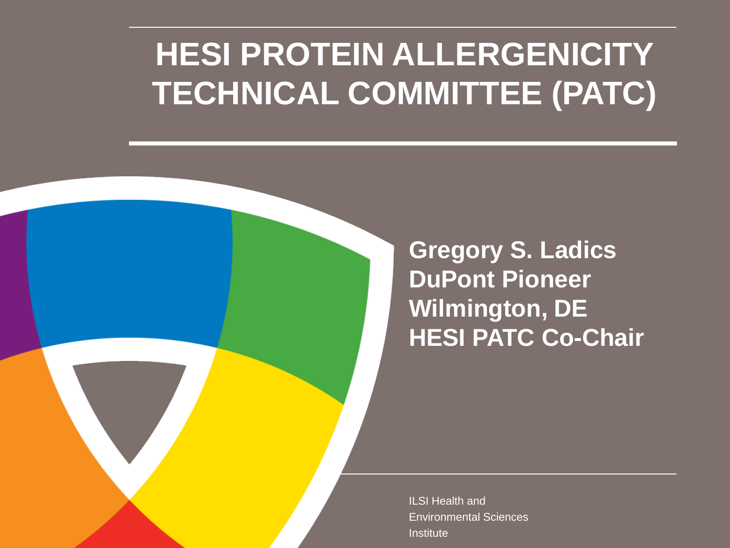# HESI PROTEIN ALLERGENICITY TECHNICAL COMMITTEE (PATC)

**Gregory S. Ladics**
**DuPont Pioneer**
**Wilmington, DE**
**HESI PATC Co-Chair**

ILSI Health and Environmental Sciences Institute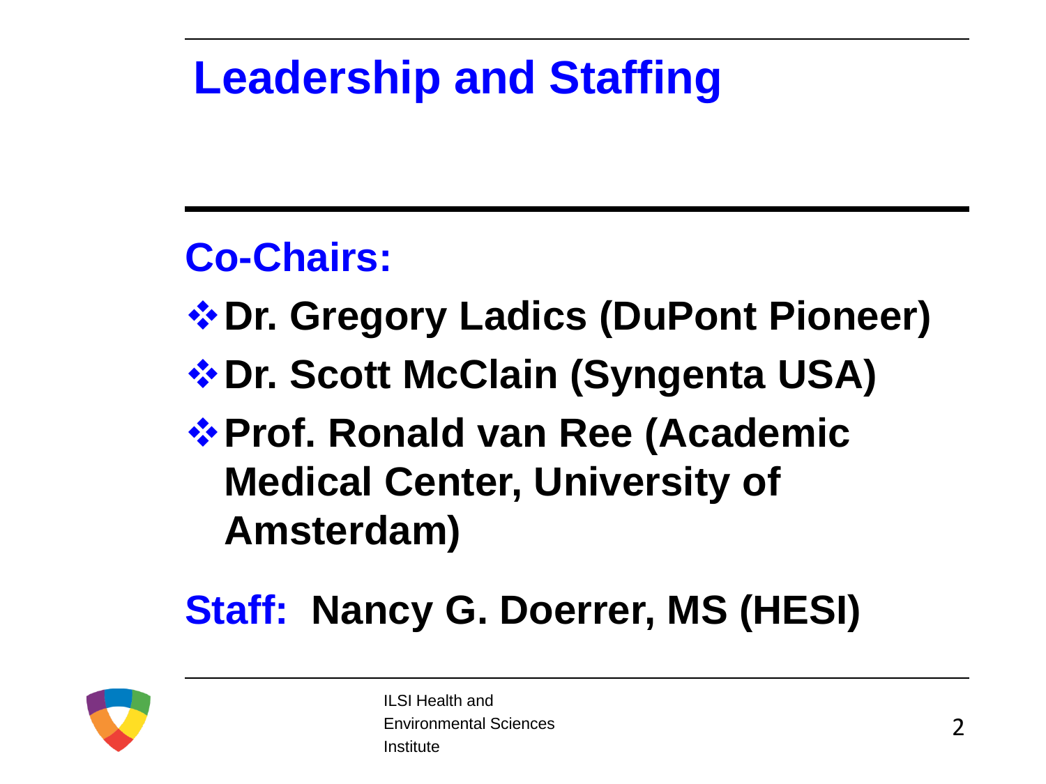# Leadership and Staffing

## Co-Chairs:

- **Dr. Gregory Ladics (DuPont Pioneer)**
- **Dr. Scott McClain (Syngenta USA)**
- **Prof. Ronald van Ree (Academic Medical Center, University of Amsterdam)**

## Staff: **Nancy G. Doerrer, MS (HESI)**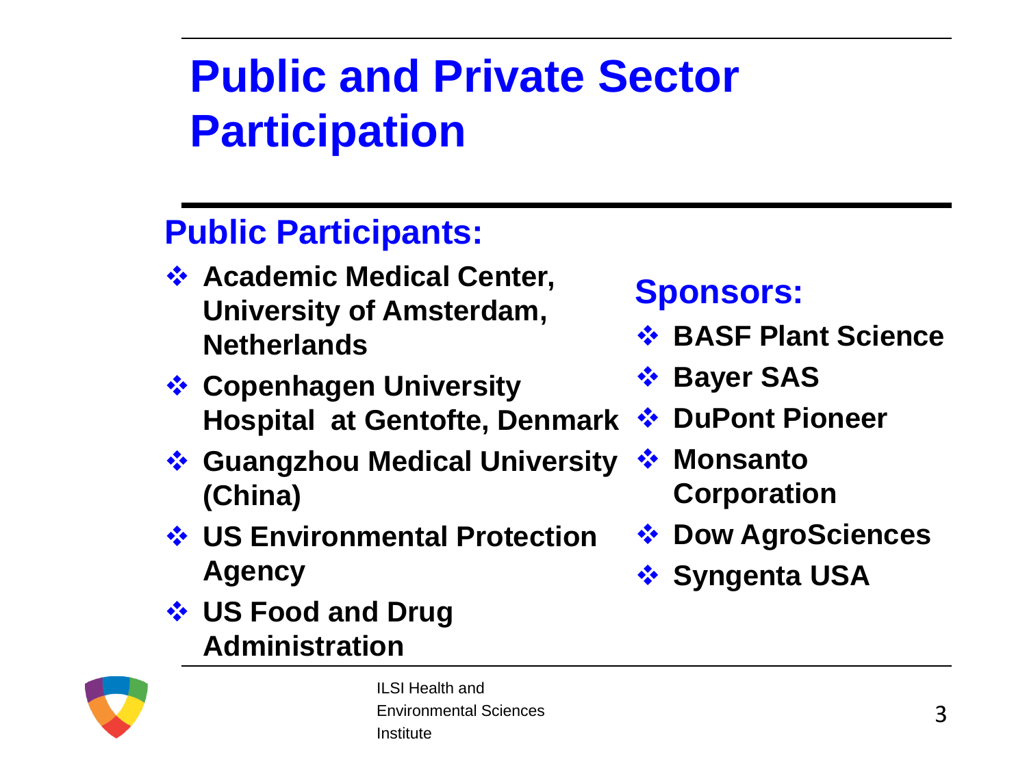# Public and Private Sector Participation

## Public Participants:

- Academic Medical Center, University of Amsterdam, Netherlands
- Copenhagen University Hospital at Gentofte, Denmark
- Guangzhou Medical University (China)
- US Environmental Protection Agency
- US Food and Drug Administration

## Sponsors:

- BASF Plant Science
- Bayer SAS
- DuPont Pioneer
- Monsanto Corporation
- Dow AgroSciences
- Syngenta USA

ILSI Health and Environmental Sciences Institute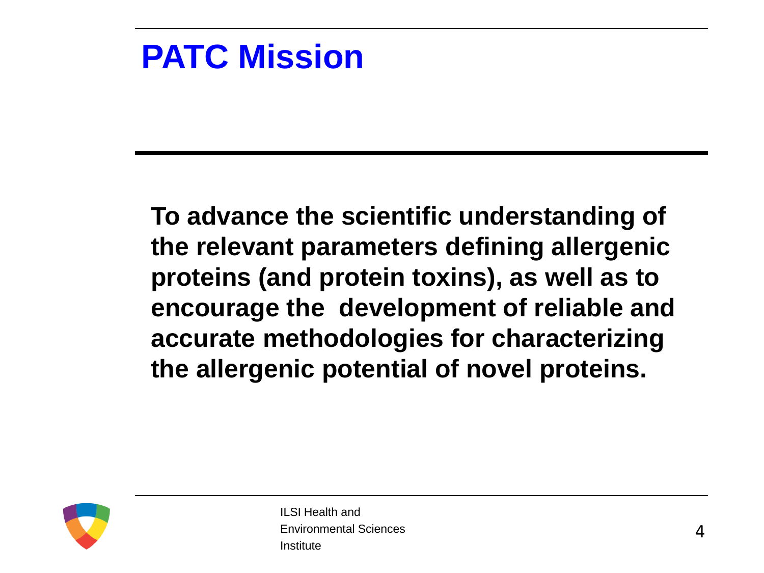# PATC Mission

**To advance the scientific understanding of the relevant parameters defining allergenic proteins (and protein toxins), as well as to encourage the development of reliable and accurate methodologies for characterizing the allergenic potential of novel proteins.**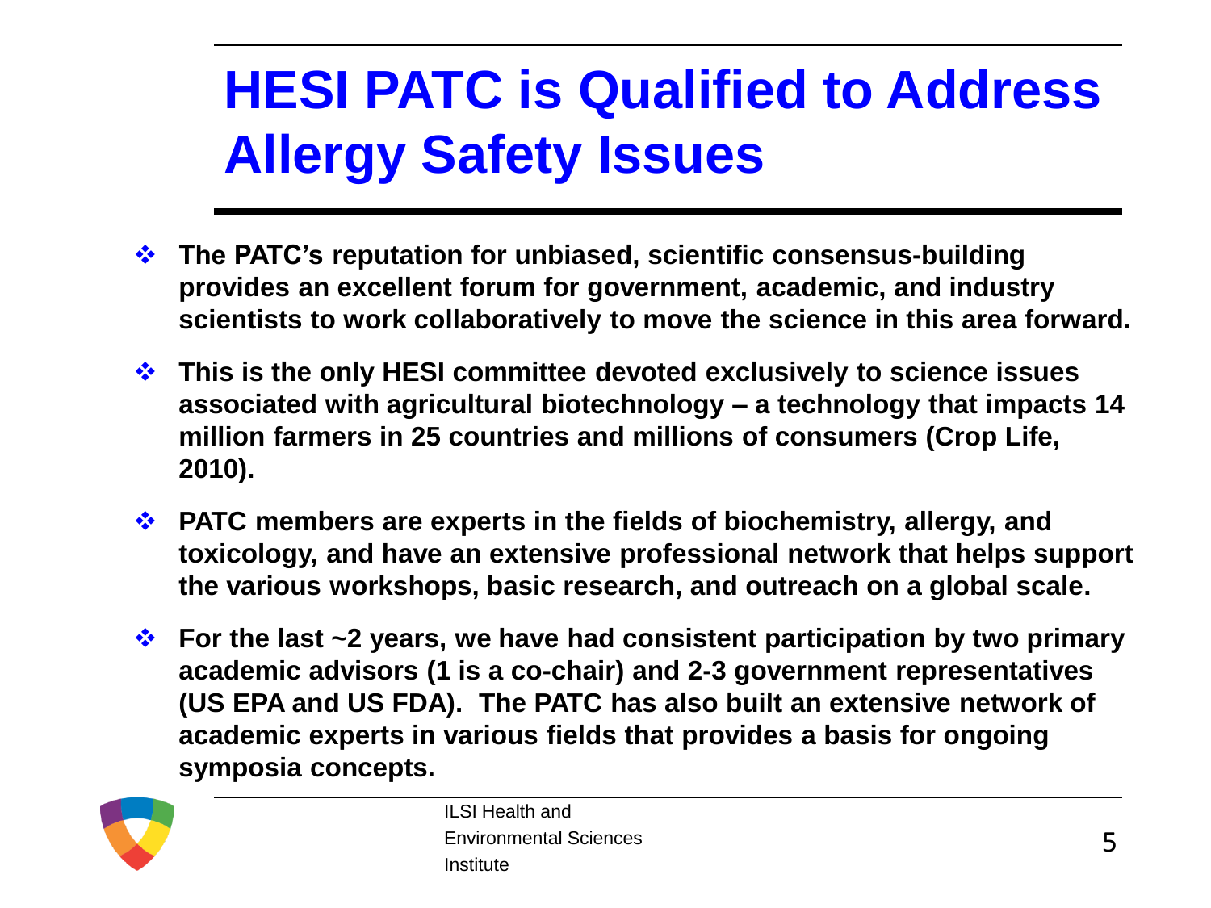# HESI PATC is Qualified to Address Allergy Safety Issues

- **The PATC's reputation for unbiased, scientific consensus-building provides an excellent forum for government, academic, and industry scientists to work collaboratively to move the science in this area forward.**
- **This is the only HESI committee devoted exclusively to science issues associated with agricultural biotechnology – a technology that impacts 14 million farmers in 25 countries and millions of consumers (Crop Life, 2010).**
- **PATC members are experts in the fields of biochemistry, allergy, and toxicology, and have an extensive professional network that helps support the various workshops, basic research, and outreach on a global scale.**
- **For the last ~2 years, we have had consistent participation by two primary academic advisors (1 is a co-chair) and 2-3 government representatives (US EPA and US FDA). The PATC has also built an extensive network of academic experts in various fields that provides a basis for ongoing symposia concepts.**

ILSI Health and Environmental Sciences Institute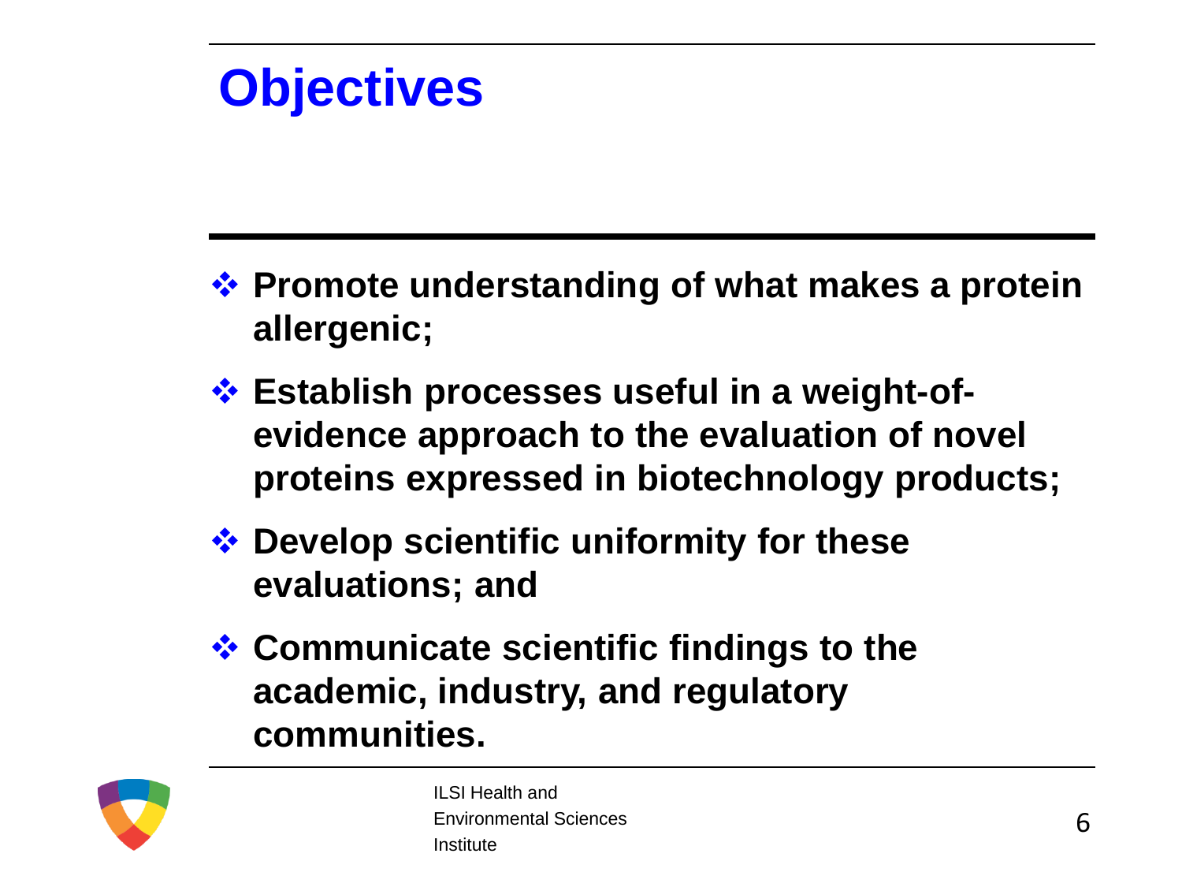# Objectives

- **Promote understanding of what makes a protein allergenic;**
- **Establish processes useful in a weight-of-evidence approach to the evaluation of novel proteins expressed in biotechnology products;**
- **Develop scientific uniformity for these evaluations; and**
- **Communicate scientific findings to the academic, industry, and regulatory communities.**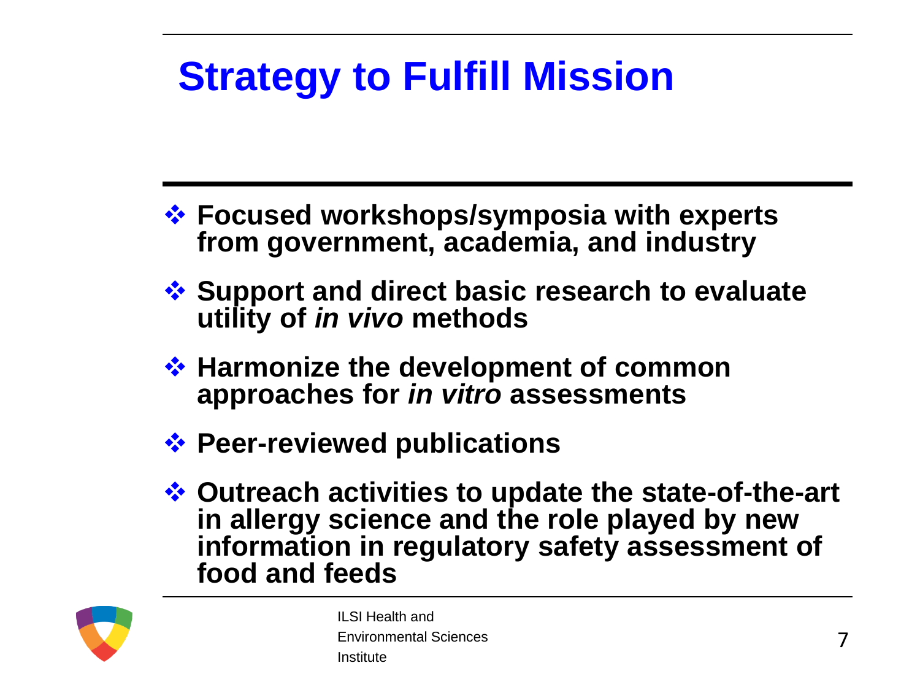# Strategy to Fulfill Mission

- **Focused workshops/symposia with experts from government, academia, and industry**
- **Support and direct basic research to evaluate utility of *in vivo* methods**
- **Harmonize the development of common approaches for *in vitro* assessments**
- **Peer-reviewed publications**
- **Outreach activities to update the state-of-the-art in allergy science and the role played by new information in regulatory safety assessment of food and feeds**

ILSI Health and Environmental Sciences Institute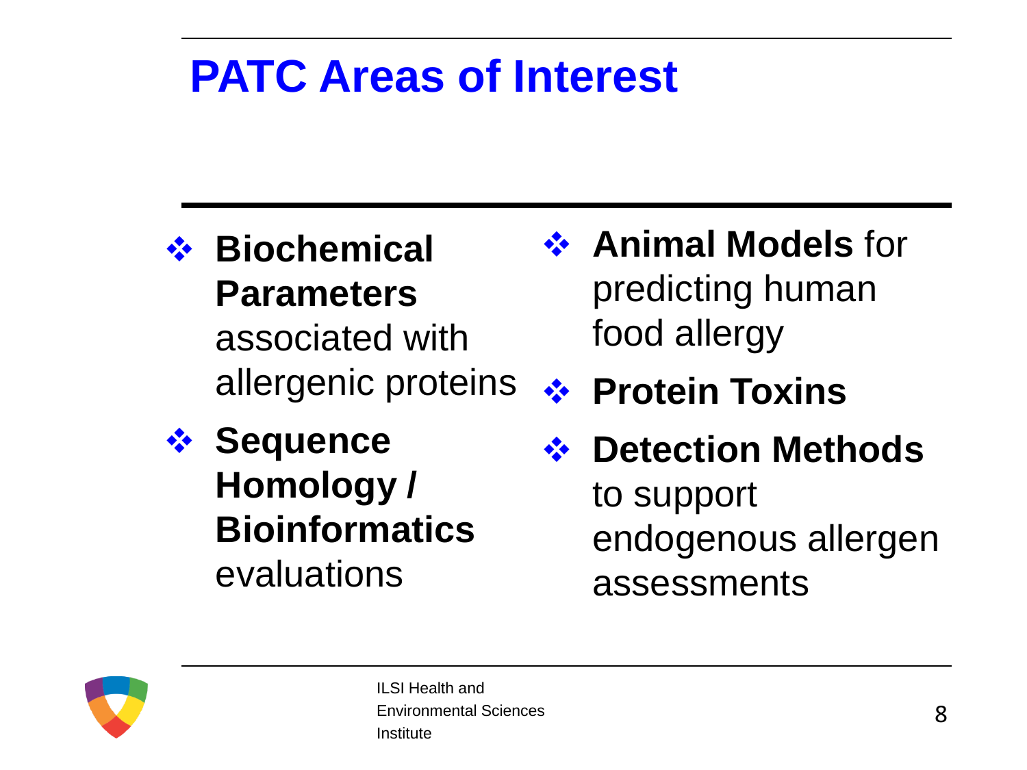# PATC Areas of Interest

- **Biochemical Parameters** associated with allergenic proteins
- **Sequence Homology / Bioinformatics** evaluations
- **Animal Models** for predicting human food allergy
- **Protein Toxins**
- **Detection Methods** to support endogenous allergen assessments

ILSI Health and Environmental Sciences Institute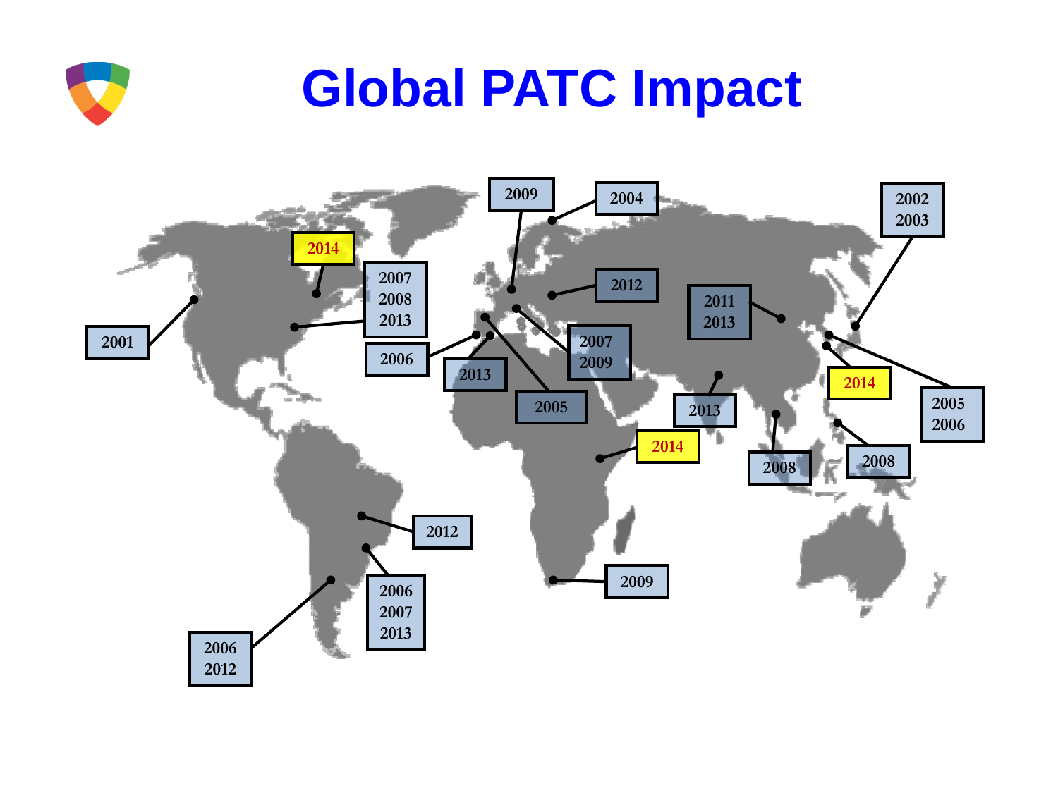# Global PATC Impact

2009

2004

2002
2003

2014

2007
2008
2013

2012

2011
2013

2001

2006

2013

2007
2009

2014

2005

2013

2005
2006

2014

2008

2008

2012

2009

2006
2007
2013

2006
2012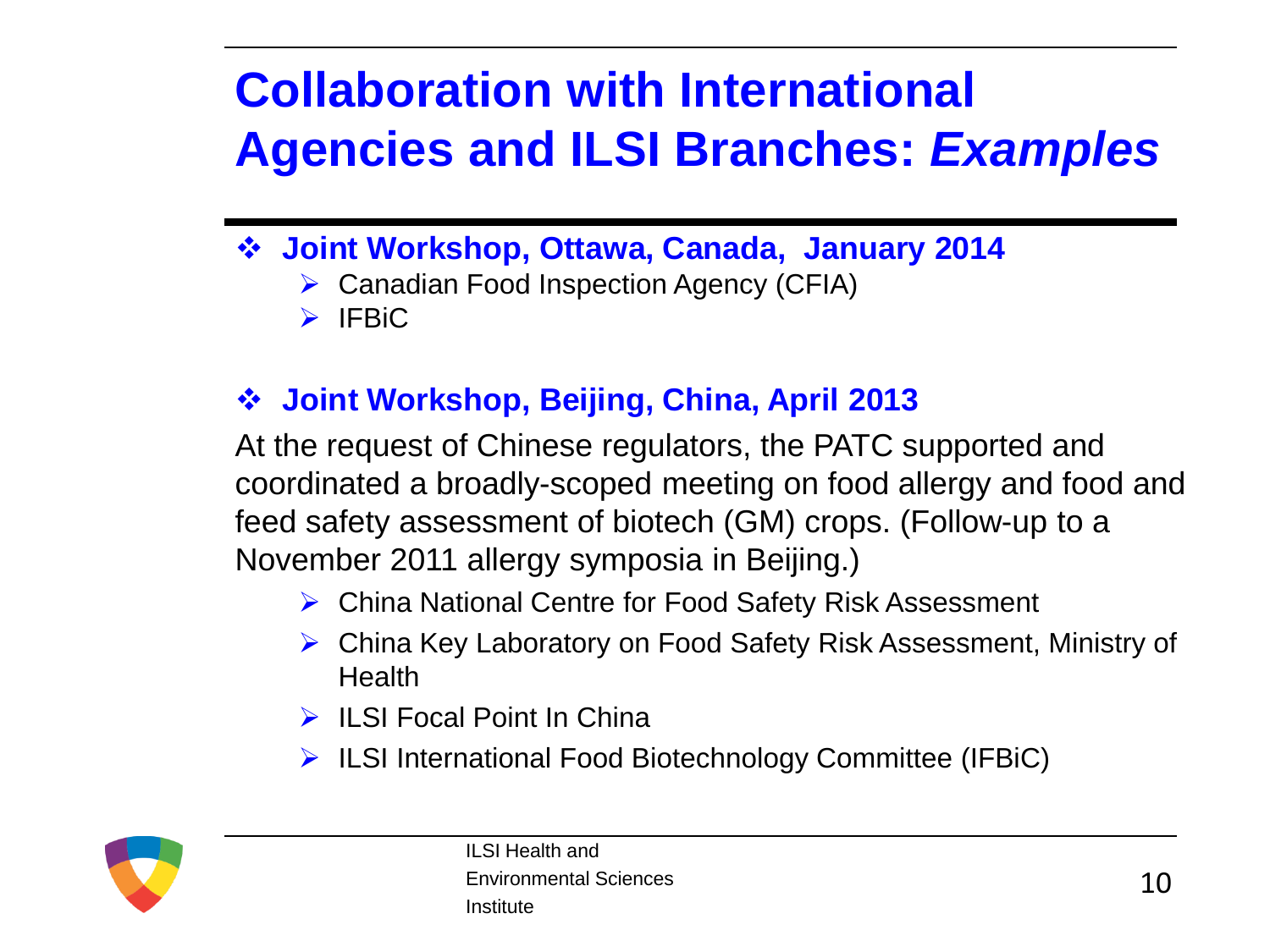# Collaboration with International Agencies and ILSI Branches: *Examples*

- **Joint Workshop, Ottawa, Canada, January 2014**
  - Canadian Food Inspection Agency (CFIA)
  - IFBiC

- **Joint Workshop, Beijing, China, April 2013**

At the request of Chinese regulators, the PATC supported and coordinated a broadly-scoped meeting on food allergy and food and feed safety assessment of biotech (GM) crops. (Follow-up to a November 2011 allergy symposia in Beijing.)

  - China National Centre for Food Safety Risk Assessment
  - China Key Laboratory on Food Safety Risk Assessment, Ministry of Health
  - ILSI Focal Point In China
  - ILSI International Food Biotechnology Committee (IFBiC)

ILSI Health and Environmental Sciences Institute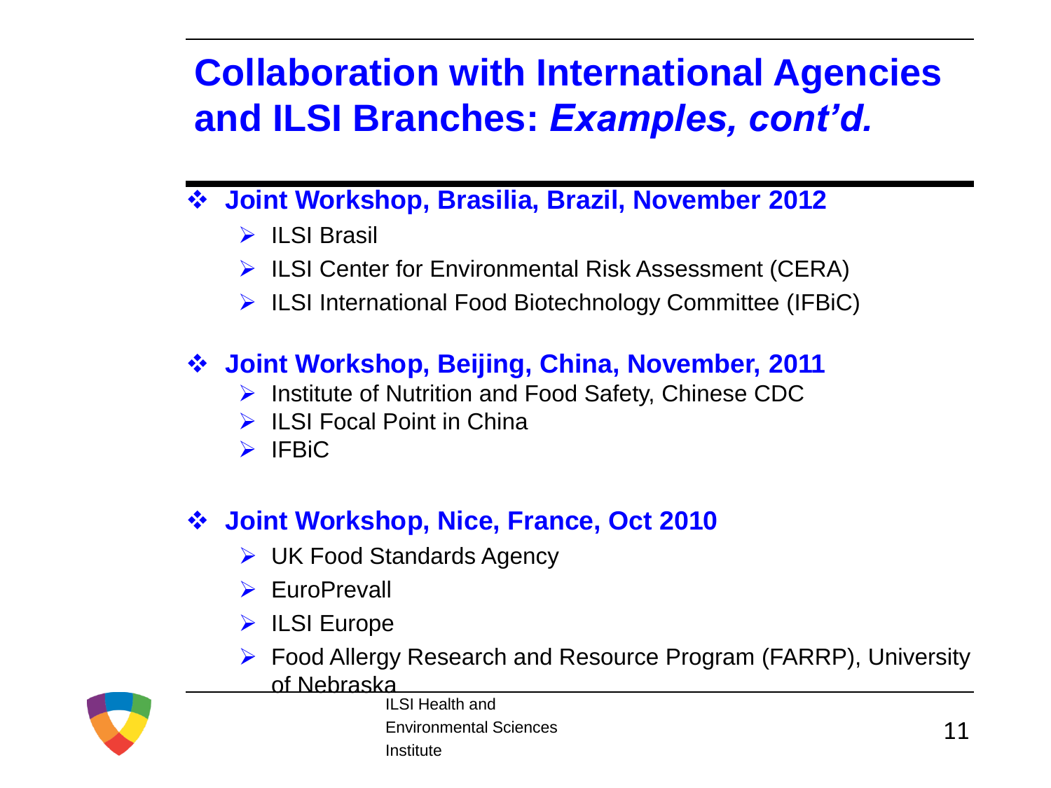# Collaboration with International Agencies and ILSI Branches: *Examples, cont'd.*

- **Joint Workshop, Brasilia, Brazil, November 2012**
  - ILSI Brasil
  - ILSI Center for Environmental Risk Assessment (CERA)
  - ILSI International Food Biotechnology Committee (IFBiC)

- **Joint Workshop, Beijing, China, November, 2011**
  - Institute of Nutrition and Food Safety, Chinese CDC
  - ILSI Focal Point in China
  - IFBiC

- **Joint Workshop, Nice, France, Oct 2010**
  - UK Food Standards Agency
  - EuroPrevall
  - ILSI Europe
  - Food Allergy Research and Resource Program (FARRP), University of Nebraska

ILSI Health and Environmental Sciences Institute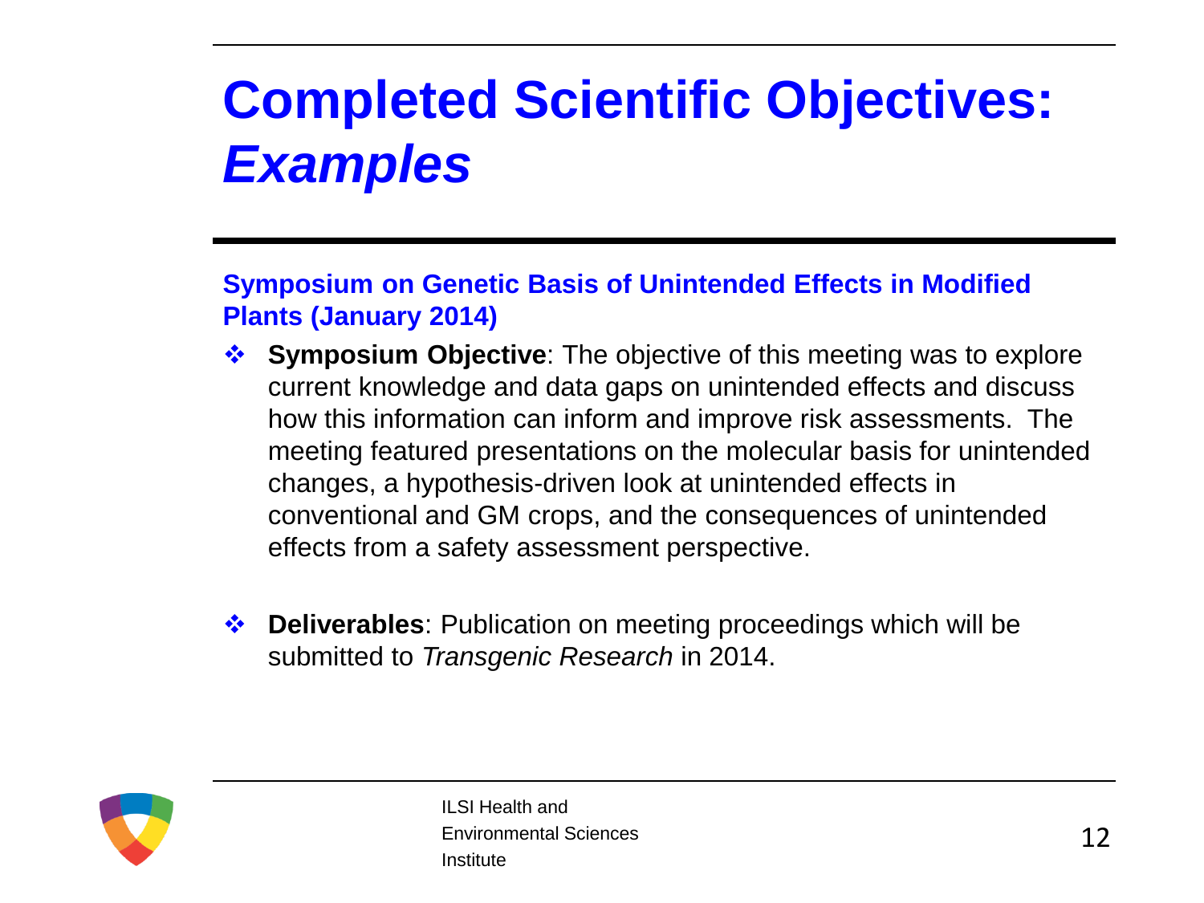# Completed Scientific Objectives: *Examples*

## Symposium on Genetic Basis of Unintended Effects in Modified Plants (January 2014)

- **Symposium Objective**: The objective of this meeting was to explore current knowledge and data gaps on unintended effects and discuss how this information can inform and improve risk assessments. The meeting featured presentations on the molecular basis for unintended changes, a hypothesis-driven look at unintended effects in conventional and GM crops, and the consequences of unintended effects from a safety assessment perspective.

- **Deliverables**: Publication on meeting proceedings which will be submitted to *Transgenic Research* in 2014.

ILSI Health and Environmental Sciences Institute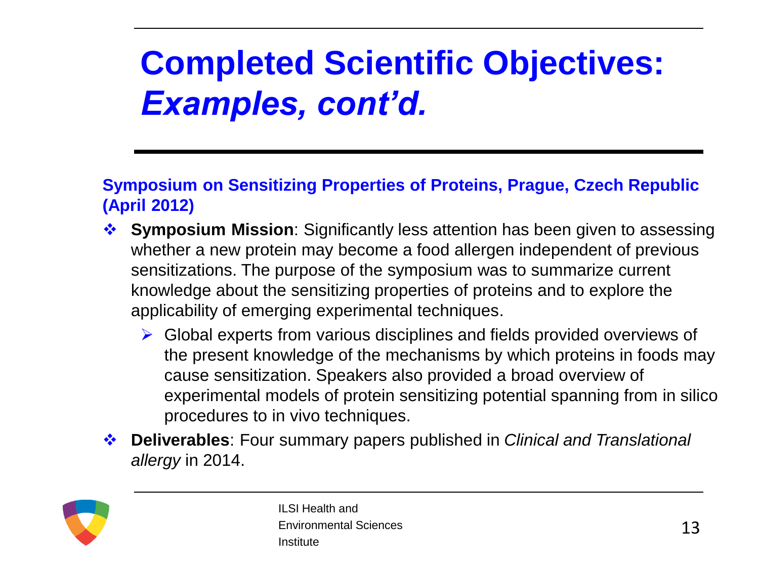# Completed Scientific Objectives: *Examples, cont'd.*

**Symposium on Sensitizing Properties of Proteins, Prague, Czech Republic (April 2012)**

- **Symposium Mission**: Significantly less attention has been given to assessing whether a new protein may become a food allergen independent of previous sensitizations. The purpose of the symposium was to summarize current knowledge about the sensitizing properties of proteins and to explore the applicability of emerging experimental techniques.
  - Global experts from various disciplines and fields provided overviews of the present knowledge of the mechanisms by which proteins in foods may cause sensitization. Speakers also provided a broad overview of experimental models of protein sensitizing potential spanning from in silico procedures to in vivo techniques.
- **Deliverables**: Four summary papers published in *Clinical and Translational allergy* in 2014.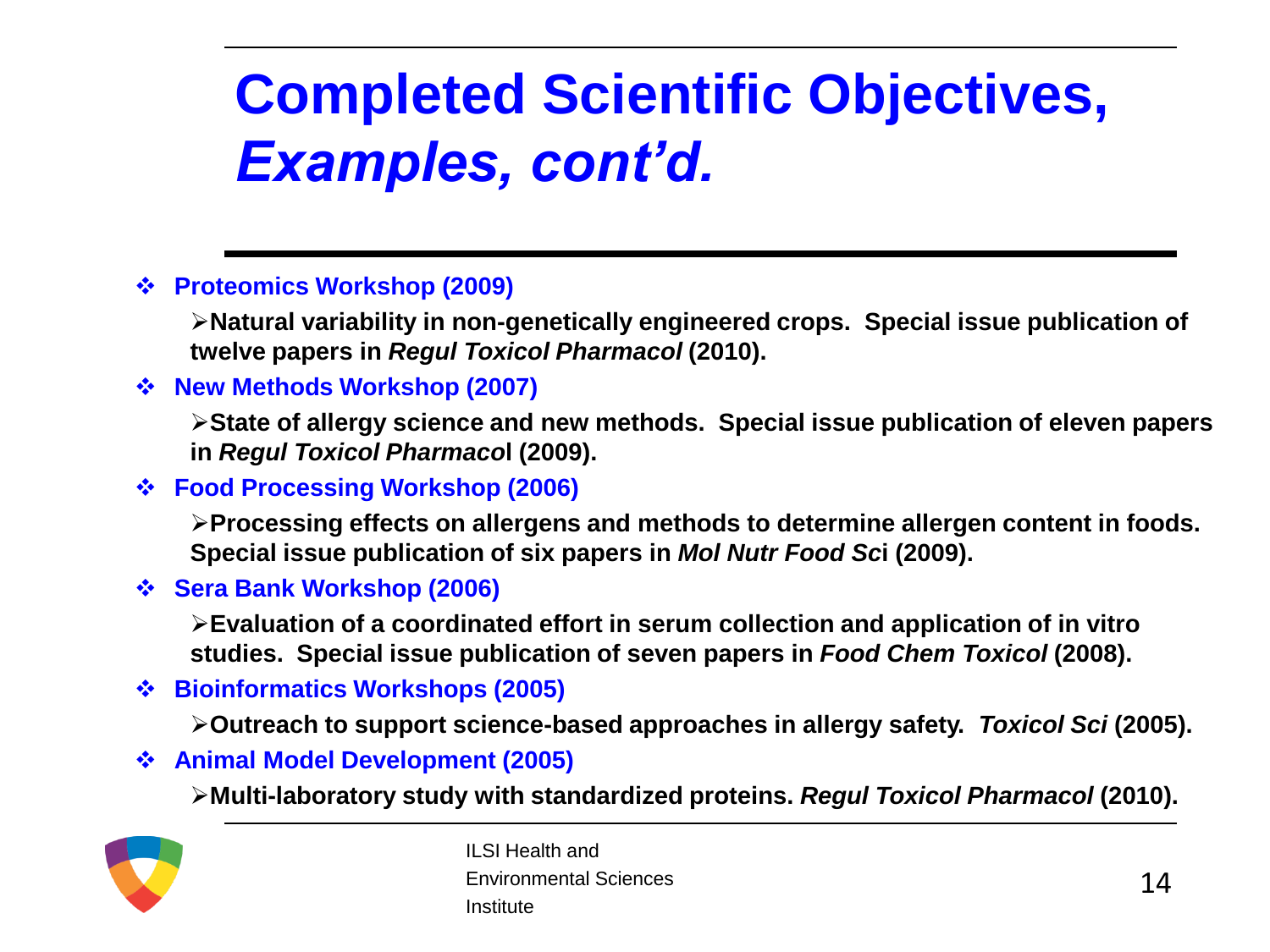# Completed Scientific Objectives, *Examples, cont'd.*

- **Proteomics Workshop (2009)**
  - **Natural variability in non-genetically engineered crops. Special issue publication of twelve papers in *Regul Toxicol Pharmacol* (2010).**
- **New Methods Workshop (2007)**
  - **State of allergy science and new methods. Special issue publication of eleven papers in *Regul Toxicol Pharmaco*l (2009).**
- **Food Processing Workshop (2006)**
  - **Processing effects on allergens and methods to determine allergen content in foods. Special issue publication of six papers in *Mol Nutr Food Sc*i (2009).**
- **Sera Bank Workshop (2006)**
  - **Evaluation of a coordinated effort in serum collection and application of in vitro studies. Special issue publication of seven papers in *Food Chem Toxicol* (2008).**
- **Bioinformatics Workshops (2005)**
  - **Outreach to support science-based approaches in allergy safety. *Toxicol Sci* (2005).**
- **Animal Model Development (2005)**
  - **Multi-laboratory study with standardized proteins. *Regul Toxicol Pharmacol* (2010).**

ILSI Health and Environmental Sciences Institute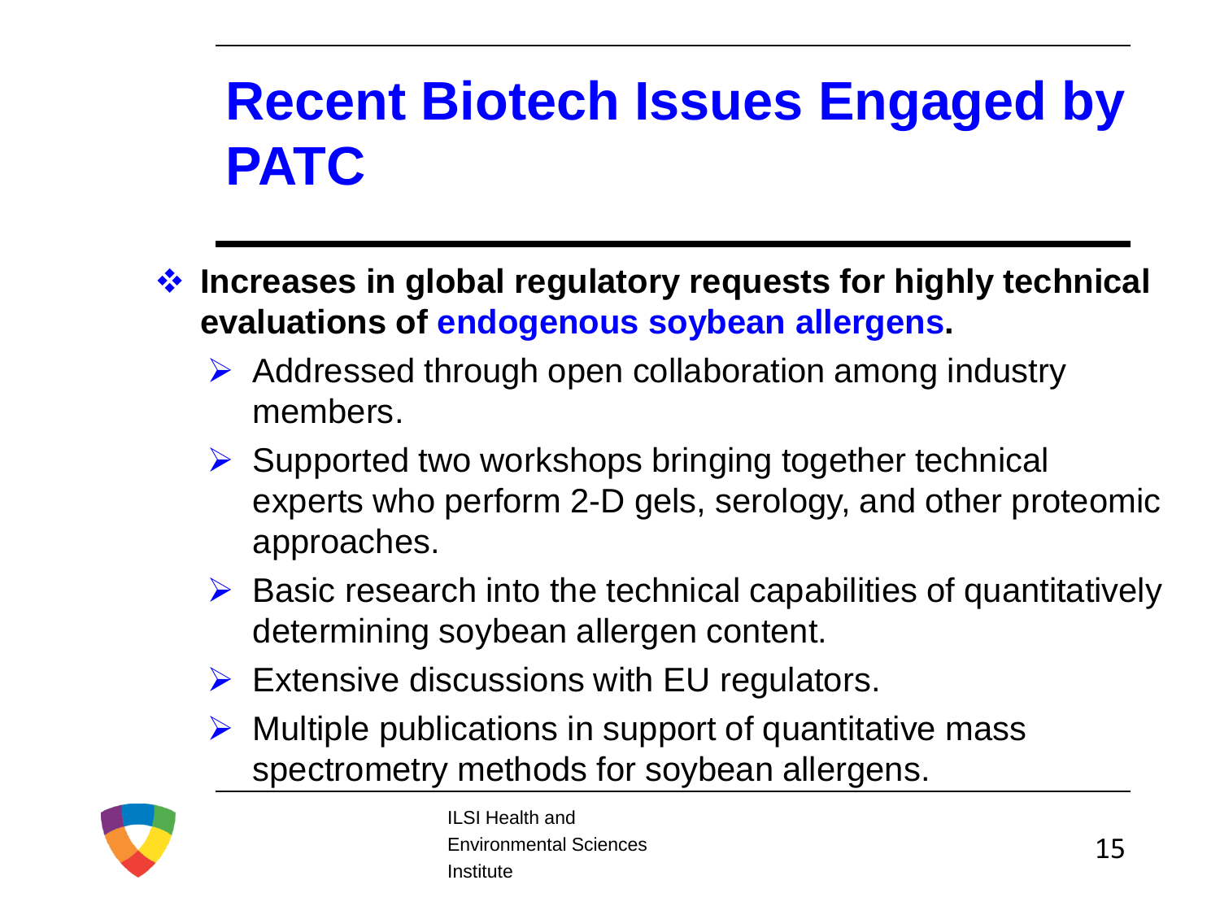# Recent Biotech Issues Engaged by PATC

- **Increases in global regulatory requests for highly technical evaluations of endogenous soybean allergens.**
  - Addressed through open collaboration among industry members.
  - Supported two workshops bringing together technical experts who perform 2-D gels, serology, and other proteomic approaches.
  - Basic research into the technical capabilities of quantitatively determining soybean allergen content.
  - Extensive discussions with EU regulators.
  - Multiple publications in support of quantitative mass spectrometry methods for soybean allergens.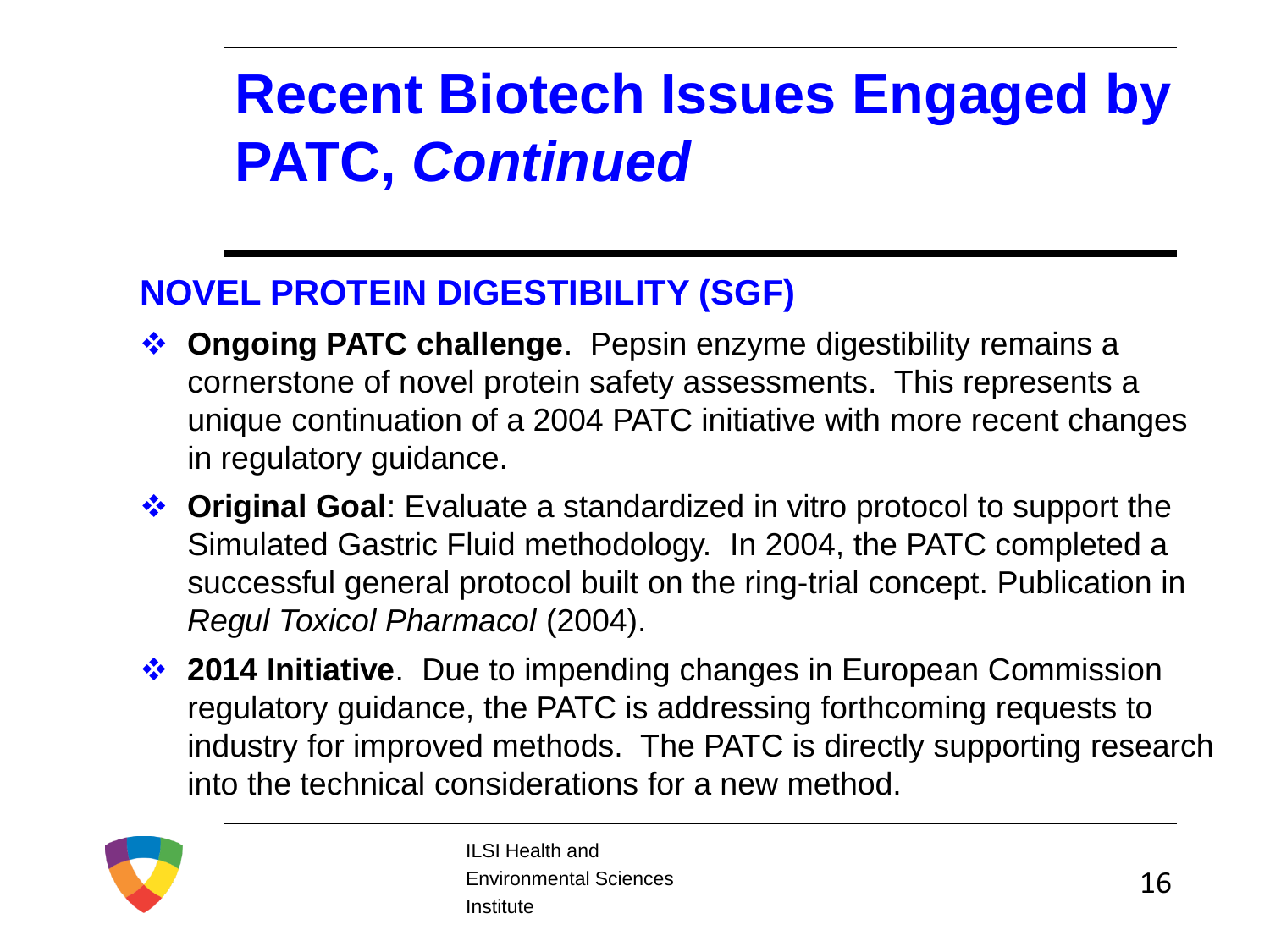# Recent Biotech Issues Engaged by PATC, *Continued*

## NOVEL PROTEIN DIGESTIBILITY (SGF)

- **Ongoing PATC challenge**. Pepsin enzyme digestibility remains a cornerstone of novel protein safety assessments. This represents a unique continuation of a 2004 PATC initiative with more recent changes in regulatory guidance.
- **Original Goal**: Evaluate a standardized in vitro protocol to support the Simulated Gastric Fluid methodology. In 2004, the PATC completed a successful general protocol built on the ring-trial concept. Publication in *Regul Toxicol Pharmacol* (2004).
- **2014 Initiative**. Due to impending changes in European Commission regulatory guidance, the PATC is addressing forthcoming requests to industry for improved methods. The PATC is directly supporting research into the technical considerations for a new method.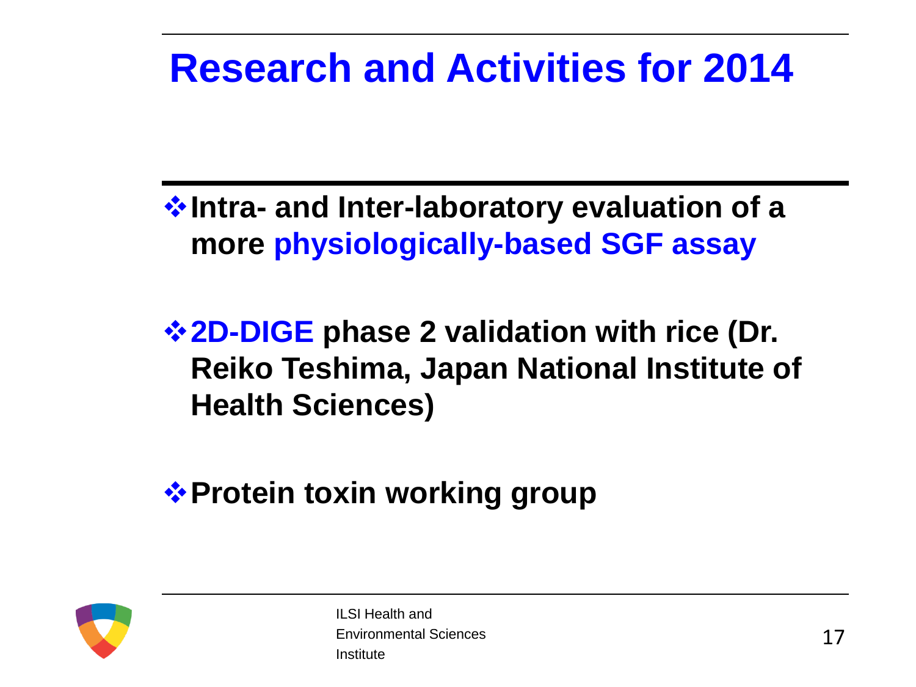# Research and Activities for 2014

- **Intra- and Inter-laboratory evaluation of a more physiologically-based SGF assay**
- **2D-DIGE phase 2 validation with rice (Dr. Reiko Teshima, Japan National Institute of Health Sciences)**
- **Protein toxin working group**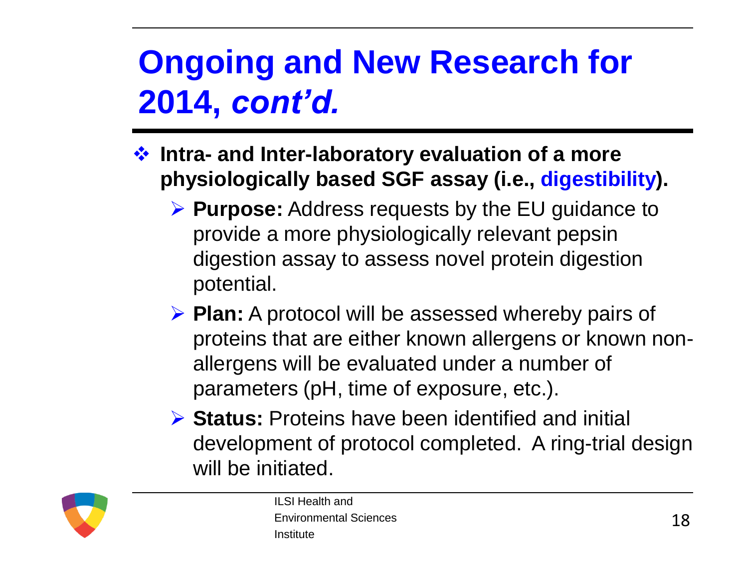# Ongoing and New Research for 2014, *cont'd.*

- **Intra- and Inter-laboratory evaluation of a more physiologically based SGF assay (i.e., digestibility).**
  - **Purpose:** Address requests by the EU guidance to provide a more physiologically relevant pepsin digestion assay to assess novel protein digestion potential.
  - **Plan:** A protocol will be assessed whereby pairs of proteins that are either known allergens or known non-allergens will be evaluated under a number of parameters (pH, time of exposure, etc.).
  - **Status:** Proteins have been identified and initial development of protocol completed. A ring-trial design will be initiated.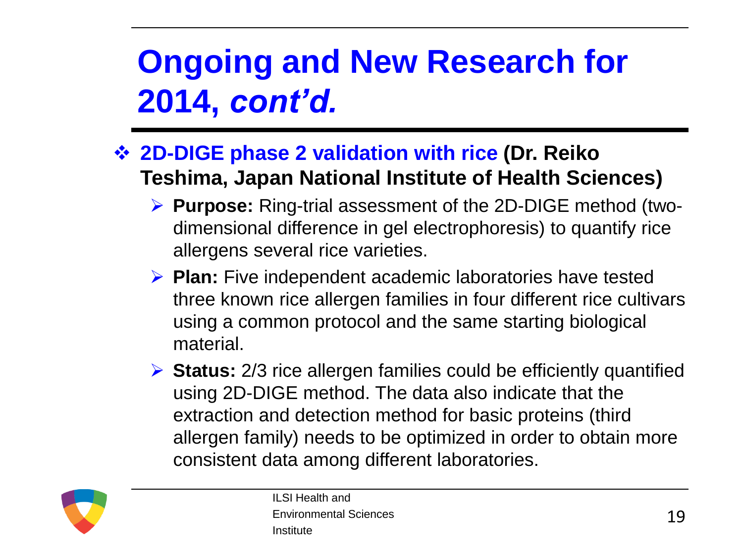# Ongoing and New Research for 2014, *cont'd.*

- **2D-DIGE phase 2 validation with rice (Dr. Reiko Teshima, Japan National Institute of Health Sciences)**
  - **Purpose:** Ring-trial assessment of the 2D-DIGE method (two-dimensional difference in gel electrophoresis) to quantify rice allergens several rice varieties.
  - **Plan:** Five independent academic laboratories have tested three known rice allergen families in four different rice cultivars using a common protocol and the same starting biological material.
  - **Status:** 2/3 rice allergen families could be efficiently quantified using 2D-DIGE method. The data also indicate that the extraction and detection method for basic proteins (third allergen family) needs to be optimized in order to obtain more consistent data among different laboratories.

ILSI Health and Environmental Sciences Institute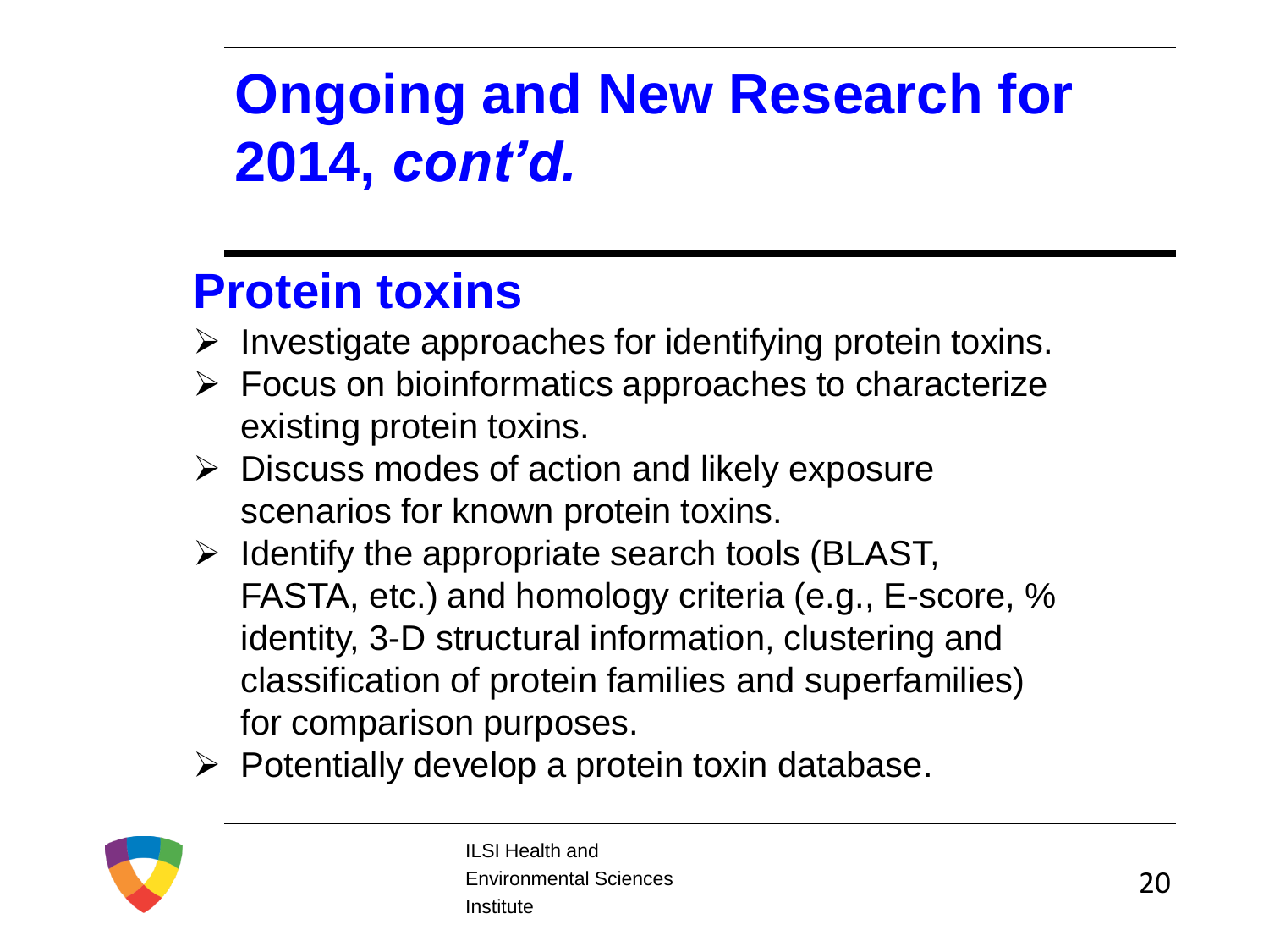# Ongoing and New Research for 2014, *cont'd.*

## Protein toxins

- Investigate approaches for identifying protein toxins.
- Focus on bioinformatics approaches to characterize existing protein toxins.
- Discuss modes of action and likely exposure scenarios for known protein toxins.
- Identify the appropriate search tools (BLAST, FASTA, etc.) and homology criteria (e.g., E-score, % identity, 3-D structural information, clustering and classification of protein families and superfamilies) for comparison purposes.
- Potentially develop a protein toxin database.

ILSI Health and Environmental Sciences Institute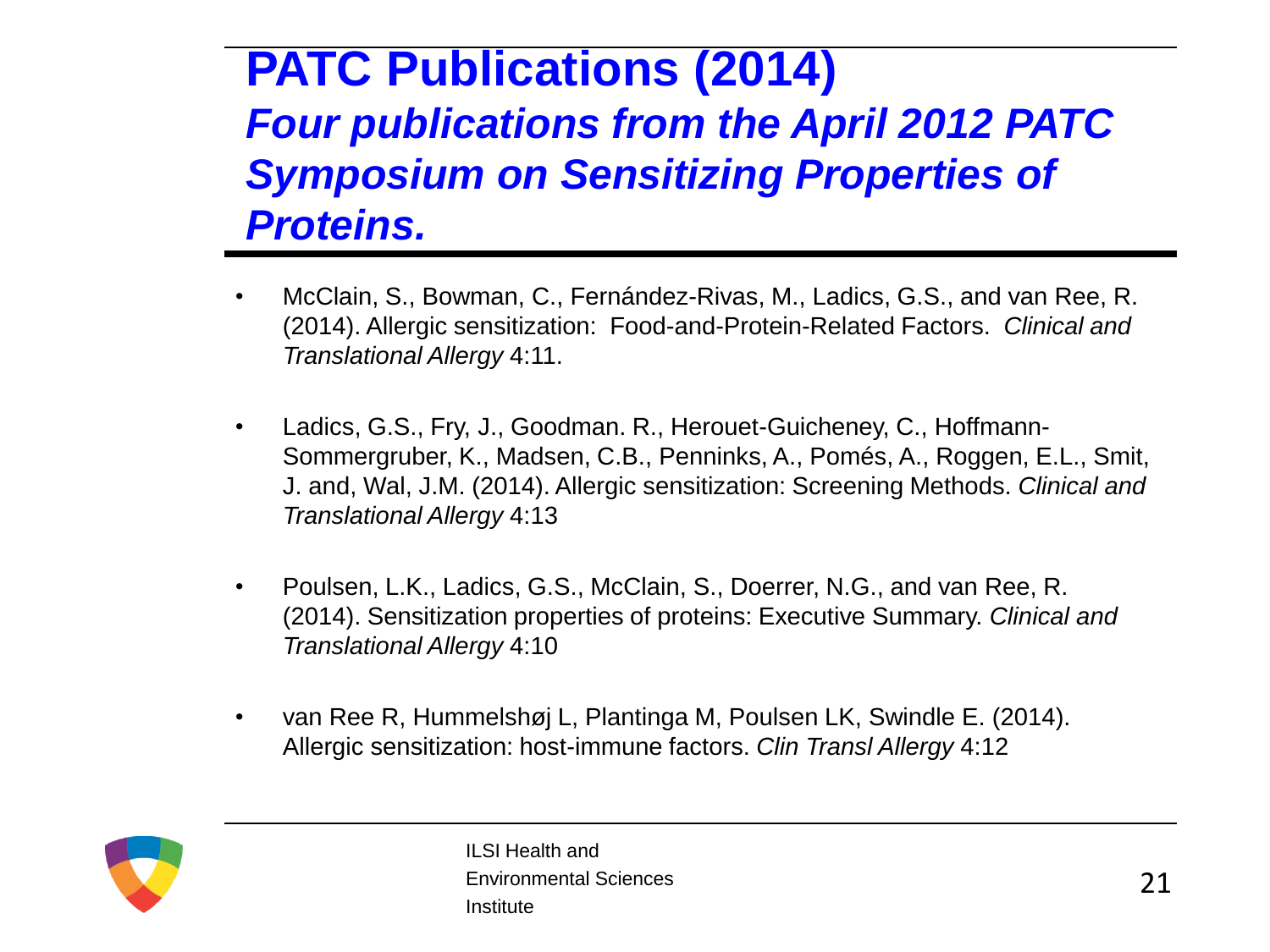# PATC Publications (2014)

## *Four publications from the April 2012 PATC Symposium on Sensitizing Properties of Proteins.*

- McClain, S., Bowman, C., Fernández-Rivas, M., Ladics, G.S., and van Ree, R. (2014). Allergic sensitization: Food-and-Protein-Related Factors. *Clinical and Translational Allergy* 4:11.

- Ladics, G.S., Fry, J., Goodman. R., Herouet-Guicheney, C., Hoffmann-Sommergruber, K., Madsen, C.B., Penninks, A., Pomés, A., Roggen, E.L., Smit, J. and, Wal, J.M. (2014). Allergic sensitization: Screening Methods. *Clinical and Translational Allergy* 4:13

- Poulsen, L.K., Ladics, G.S., McClain, S., Doerrer, N.G., and van Ree, R. (2014). Sensitization properties of proteins: Executive Summary. *Clinical and Translational Allergy* 4:10

- van Ree R, Hummelshøj L, Plantinga M, Poulsen LK, Swindle E. (2014). Allergic sensitization: host-immune factors. *Clin Transl Allergy* 4:12

ILSI Health and Environmental Sciences Institute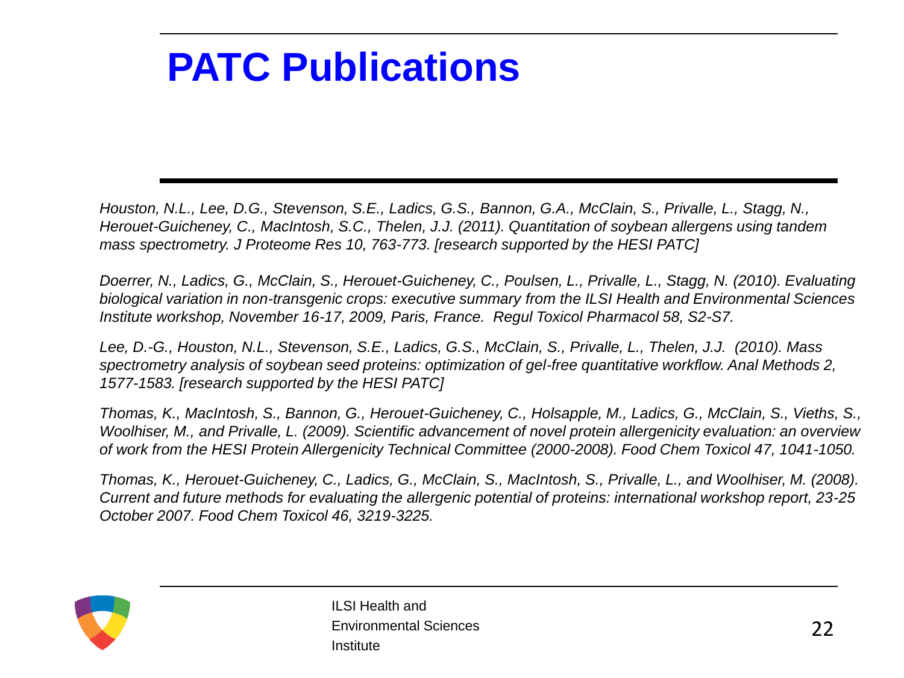# PATC Publications

*Houston, N.L., Lee, D.G., Stevenson, S.E., Ladics, G.S., Bannon, G.A., McClain, S., Privalle, L., Stagg, N., Herouet-Guicheney, C., MacIntosh, S.C., Thelen, J.J. (2011). Quantitation of soybean allergens using tandem mass spectrometry. J Proteome Res 10, 763-773. [research supported by the HESI PATC]*

*Doerrer, N., Ladics, G., McClain, S., Herouet-Guicheney, C., Poulsen, L., Privalle, L., Stagg, N. (2010). Evaluating biological variation in non-transgenic crops: executive summary from the ILSI Health and Environmental Sciences Institute workshop, November 16-17, 2009, Paris, France. Regul Toxicol Pharmacol 58, S2-S7.*

*Lee, D.-G., Houston, N.L., Stevenson, S.E., Ladics, G.S., McClain, S., Privalle, L., Thelen, J.J. (2010). Mass spectrometry analysis of soybean seed proteins: optimization of gel-free quantitative workflow. Anal Methods 2, 1577-1583. [research supported by the HESI PATC]*

*Thomas, K., MacIntosh, S., Bannon, G., Herouet-Guicheney, C., Holsapple, M., Ladics, G., McClain, S., Vieths, S., Woolhiser, M., and Privalle, L. (2009). Scientific advancement of novel protein allergenicity evaluation: an overview of work from the HESI Protein Allergenicity Technical Committee (2000-2008). Food Chem Toxicol 47, 1041-1050.*

*Thomas, K., Herouet-Guicheney, C., Ladics, G., McClain, S., MacIntosh, S., Privalle, L., and Woolhiser, M. (2008). Current and future methods for evaluating the allergenic potential of proteins: international workshop report, 23-25 October 2007. Food Chem Toxicol 46, 3219-3225.*

ILSI Health and Environmental Sciences Institute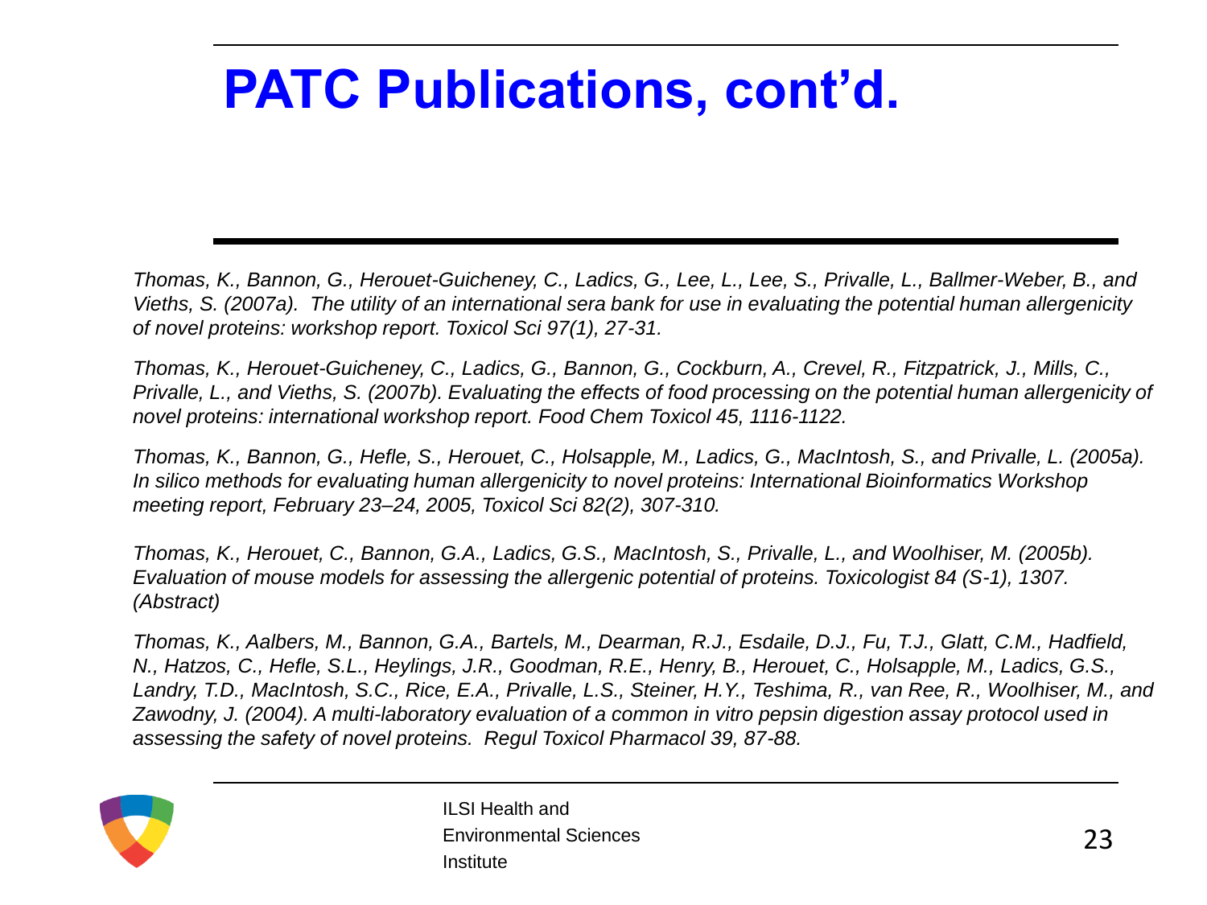# PATC Publications, cont'd.

*Thomas, K., Bannon, G., Herouet-Guicheney, C., Ladics, G., Lee, L., Lee, S., Privalle, L., Ballmer-Weber, B., and Vieths, S. (2007a). The utility of an international sera bank for use in evaluating the potential human allergenicity of novel proteins: workshop report. Toxicol Sci 97(1), 27-31.*

*Thomas, K., Herouet-Guicheney, C., Ladics, G., Bannon, G., Cockburn, A., Crevel, R., Fitzpatrick, J., Mills, C., Privalle, L., and Vieths, S. (2007b). Evaluating the effects of food processing on the potential human allergenicity of novel proteins: international workshop report. Food Chem Toxicol 45, 1116-1122.*

*Thomas, K., Bannon, G., Hefle, S., Herouet, C., Holsapple, M., Ladics, G., MacIntosh, S., and Privalle, L. (2005a). In silico methods for evaluating human allergenicity to novel proteins: International Bioinformatics Workshop meeting report, February 23–24, 2005, Toxicol Sci 82(2), 307-310.*

*Thomas, K., Herouet, C., Bannon, G.A., Ladics, G.S., MacIntosh, S., Privalle, L., and Woolhiser, M. (2005b). Evaluation of mouse models for assessing the allergenic potential of proteins. Toxicologist 84 (S-1), 1307. (Abstract)*

*Thomas, K., Aalbers, M., Bannon, G.A., Bartels, M., Dearman, R.J., Esdaile, D.J., Fu, T.J., Glatt, C.M., Hadfield, N., Hatzos, C., Hefle, S.L., Heylings, J.R., Goodman, R.E., Henry, B., Herouet, C., Holsapple, M., Ladics, G.S., Landry, T.D., MacIntosh, S.C., Rice, E.A., Privalle, L.S., Steiner, H.Y., Teshima, R., van Ree, R., Woolhiser, M., and Zawodny, J. (2004). A multi-laboratory evaluation of a common in vitro pepsin digestion assay protocol used in assessing the safety of novel proteins. Regul Toxicol Pharmacol 39, 87-88.*

ILSI Health and Environmental Sciences Institute